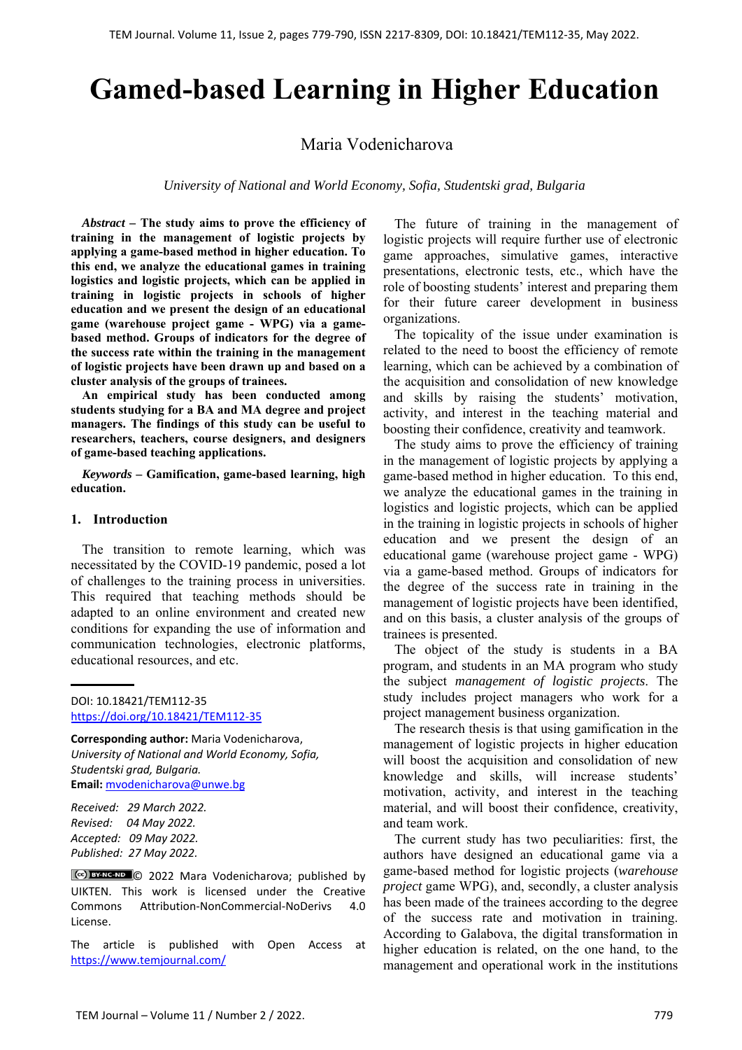# Gamed-based Learning in Higher Education

Maria Vodenicharova

*University of National and World Economy, Sofia, Studentski grad, Bulgaria*

***Abstract* – The study aims to prove the efficiency of training in the management of logistic projects by applying a game-based method in higher education. To this end, we analyze the educational games in training logistics and logistic projects, which can be applied in training in logistic projects in schools of higher education and we present the design of an educational game (warehouse project game - WPG) via a game-based method. Groups of indicators for the degree of the success rate within the training in the management of logistic projects have been drawn up and based on a cluster analysis of the groups of trainees.**

**An empirical study has been conducted among students studying for a BA and MA degree and project managers. The findings of this study can be useful to researchers, teachers, course designers, and designers of game-based teaching applications.**

***Keywords* – Gamification, game-based learning, high education.**

## 1. Introduction

The transition to remote learning, which was necessitated by the COVID-19 pandemic, posed a lot of challenges to the training process in universities. This required that teaching methods should be adapted to an online environment and created new conditions for expanding the use of information and communication technologies, electronic platforms, educational resources, and etc.

DOI: 10.18421/TEM112-35
https://doi.org/10.18421/TEM112-35

**Corresponding author:** Maria Vodenicharova, *University of National and World Economy, Sofia, Studentski grad, Bulgaria.*
**Email:** mvodenicharova@unwe.bg

*Received: 29 March 2022.*
*Revised: 04 May 2022.*
*Accepted: 09 May 2022.*
*Published: 27 May 2022.*

© 2022 Mara Vodenicharova; published by UIKTEN. This work is licensed under the Creative Commons Attribution-NonCommercial-NoDerivs 4.0 License.

The article is published with Open Access at https://www.temjournal.com/

The future of training in the management of logistic projects will require further use of electronic game approaches, simulative games, interactive presentations, electronic tests, etc., which have the role of boosting students' interest and preparing them for their future career development in business organizations.

The topicality of the issue under examination is related to the need to boost the efficiency of remote learning, which can be achieved by a combination of the acquisition and consolidation of new knowledge and skills by raising the students' motivation, activity, and interest in the teaching material and boosting their confidence, creativity and teamwork.

The study aims to prove the efficiency of training in the management of logistic projects by applying a game-based method in higher education. To this end, we analyze the educational games in the training in logistics and logistic projects, which can be applied in the training in logistic projects in schools of higher education and we present the design of an educational game (warehouse project game - WPG) via a game-based method. Groups of indicators for the degree of the success rate in training in the management of logistic projects have been identified, and on this basis, a cluster analysis of the groups of trainees is presented.

The object of the study is students in a BA program, and students in an MA program who study the subject *management of logistic projects*. The study includes project managers who work for a project management business organization.

The research thesis is that using gamification in the management of logistic projects in higher education will boost the acquisition and consolidation of new knowledge and skills, will increase students' motivation, activity, and interest in the teaching material, and will boost their confidence, creativity, and team work.

The current study has two peculiarities: first, the authors have designed an educational game via a game-based method for logistic projects (*warehouse project* game WPG), and, secondly, a cluster analysis has been made of the trainees according to the degree of the success rate and motivation in training. According to Galabova, the digital transformation in higher education is related, on the one hand, to the management and operational work in the institutions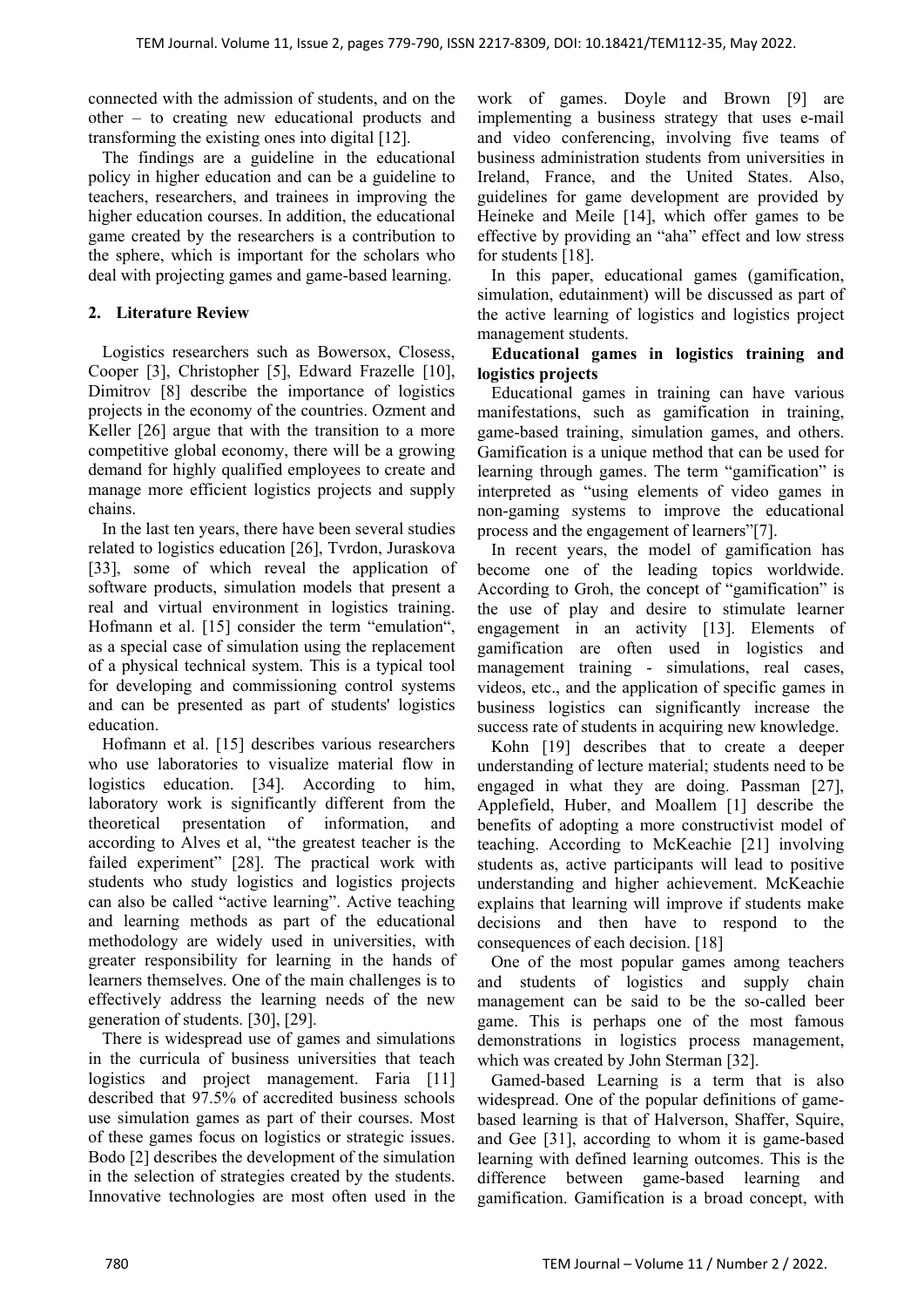connected with the admission of students, and on the other – to creating new educational products and transforming the existing ones into digital [12].

The findings are a guideline in the educational policy in higher education and can be a guideline to teachers, researchers, and trainees in improving the higher education courses. In addition, the educational game created by the researchers is a contribution to the sphere, which is important for the scholars who deal with projecting games and game-based learning.

## 2. Literature Review

Logistics researchers such as Bowersox, Closess, Cooper [3], Christopher [5], Edward Frazelle [10], Dimitrov [8] describe the importance of logistics projects in the economy of the countries. Ozment and Keller [26] argue that with the transition to a more competitive global economy, there will be a growing demand for highly qualified employees to create and manage more efficient logistics projects and supply chains.

In the last ten years, there have been several studies related to logistics education [26], Tvrdon, Juraskova [33], some of which reveal the application of software products, simulation models that present a real and virtual environment in logistics training. Hofmann et al. [15] consider the term "emulation", as a special case of simulation using the replacement of a physical technical system. This is a typical tool for developing and commissioning control systems and can be presented as part of students' logistics education.

Hofmann et al. [15] describes various researchers who use laboratories to visualize material flow in logistics education. [34]. According to him, laboratory work is significantly different from the theoretical presentation of information, and according to Alves et al, "the greatest teacher is the failed experiment" [28]. The practical work with students who study logistics and logistics projects can also be called "active learning". Active teaching and learning methods as part of the educational methodology are widely used in universities, with greater responsibility for learning in the hands of learners themselves. One of the main challenges is to effectively address the learning needs of the new generation of students. [30], [29].

There is widespread use of games and simulations in the curricula of business universities that teach logistics and project management. Faria [11] described that 97.5% of accredited business schools use simulation games as part of their courses. Most of these games focus on logistics or strategic issues. Bodo [2] describes the development of the simulation in the selection of strategies created by the students. Innovative technologies are most often used in the work of games. Doyle and Brown [9] are implementing a business strategy that uses e-mail and video conferencing, involving five teams of business administration students from universities in Ireland, France, and the United States. Also, guidelines for game development are provided by Heineke and Meile [14], which offer games to be effective by providing an "aha" effect and low stress for students [18].

In this paper, educational games (gamification, simulation, edutainment) will be discussed as part of the active learning of logistics and logistics project management students.

**Educational games in logistics training and logistics projects**

Educational games in training can have various manifestations, such as gamification in training, game-based training, simulation games, and others. Gamification is a unique method that can be used for learning through games. The term "gamification" is interpreted as "using elements of video games in non-gaming systems to improve the educational process and the engagement of learners"[7].

In recent years, the model of gamification has become one of the leading topics worldwide. According to Groh, the concept of "gamification" is the use of play and desire to stimulate learner engagement in an activity [13]. Elements of gamification are often used in logistics and management training - simulations, real cases, videos, etc., and the application of specific games in business logistics can significantly increase the success rate of students in acquiring new knowledge.

Kohn [19] describes that to create a deeper understanding of lecture material; students need to be engaged in what they are doing. Passman [27], Applefield, Huber, and Moallem [1] describe the benefits of adopting a more constructivist model of teaching. According to McKeachie [21] involving students as, active participants will lead to positive understanding and higher achievement. McKeachie explains that learning will improve if students make decisions and then have to respond to the consequences of each decision. [18]

One of the most popular games among teachers and students of logistics and supply chain management can be said to be the so-called beer game. This is perhaps one of the most famous demonstrations in logistics process management, which was created by John Sterman [32].

Gamed-based Learning is a term that is also widespread. One of the popular definitions of game-based learning is that of Halverson, Shaffer, Squire, and Gee [31], according to whom it is game-based learning with defined learning outcomes. This is the difference between game-based learning and gamification. Gamification is a broad concept, with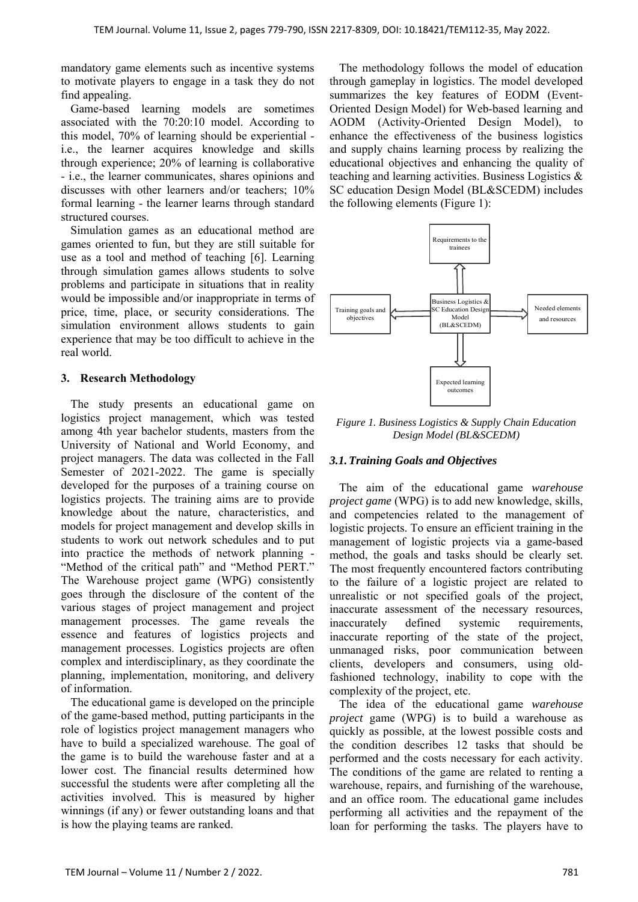mandatory game elements such as incentive systems to motivate players to engage in a task they do not find appealing.

Game-based learning models are sometimes associated with the 70:20:10 model. According to this model, 70% of learning should be experiential - i.e., the learner acquires knowledge and skills through experience; 20% of learning is collaborative - i.e., the learner communicates, shares opinions and discusses with other learners and/or teachers; 10% formal learning - the learner learns through standard structured courses.

Simulation games as an educational method are games oriented to fun, but they are still suitable for use as a tool and method of teaching [6]. Learning through simulation games allows students to solve problems and participate in situations that in reality would be impossible and/or inappropriate in terms of price, time, place, or security considerations. The simulation environment allows students to gain experience that may be too difficult to achieve in the real world.

## 3. Research Methodology

The study presents an educational game on logistics project management, which was tested among 4th year bachelor students, masters from the University of National and World Economy, and project managers. The data was collected in the Fall Semester of 2021-2022. The game is specially developed for the purposes of a training course on logistics projects. The training aims are to provide knowledge about the nature, characteristics, and models for project management and develop skills in students to work out network schedules and to put into practice the methods of network planning - "Method of the critical path" and "Method PERT." The Warehouse project game (WPG) consistently goes through the disclosure of the content of the various stages of project management and project management processes. The game reveals the essence and features of logistics projects and management processes. Logistics projects are often complex and interdisciplinary, as they coordinate the planning, implementation, monitoring, and delivery of information.

The educational game is developed on the principle of the game-based method, putting participants in the role of logistics project management managers who have to build a specialized warehouse. The goal of the game is to build the warehouse faster and at a lower cost. The financial results determined how successful the students were after completing all the activities involved. This is measured by higher winnings (if any) or fewer outstanding loans and that is how the playing teams are ranked.

The methodology follows the model of education through gameplay in logistics. The model developed summarizes the key features of EODM (Event-Oriented Design Model) for Web-based learning and AODM (Activity-Oriented Design Model), to enhance the effectiveness of the business logistics and supply chains learning process by realizing the educational objectives and enhancing the quality of teaching and learning activities. Business Logistics & SC education Design Model (BL&SCEDM) includes the following elements (Figure 1):

Requirements to the trainees

Training goals and objectives

Business Logistics & SC Education Design Model (BL&SCEDM)

Needed elements and resources

Expected learning outcomes

*Figure 1. Business Logistics & Supply Chain Education Design Model (BL&SCEDM)*

### 3.1. Training Goals and Objectives

The aim of the educational game *warehouse project game* (WPG) is to add new knowledge, skills, and competencies related to the management of logistic projects. To ensure an efficient training in the management of logistic projects via a game-based method, the goals and tasks should be clearly set. The most frequently encountered factors contributing to the failure of a logistic project are related to unrealistic or not specified goals of the project, inaccurate assessment of the necessary resources, inaccurately defined systemic requirements, inaccurate reporting of the state of the project, unmanaged risks, poor communication between clients, developers and consumers, using old-fashioned technology, inability to cope with the complexity of the project, etc.

The idea of the educational game *warehouse project* game (WPG) is to build a warehouse as quickly as possible, at the lowest possible costs and the condition describes 12 tasks that should be performed and the costs necessary for each activity. The conditions of the game are related to renting a warehouse, repairs, and furnishing of the warehouse, and an office room. The educational game includes performing all activities and the repayment of the loan for performing the tasks. The players have to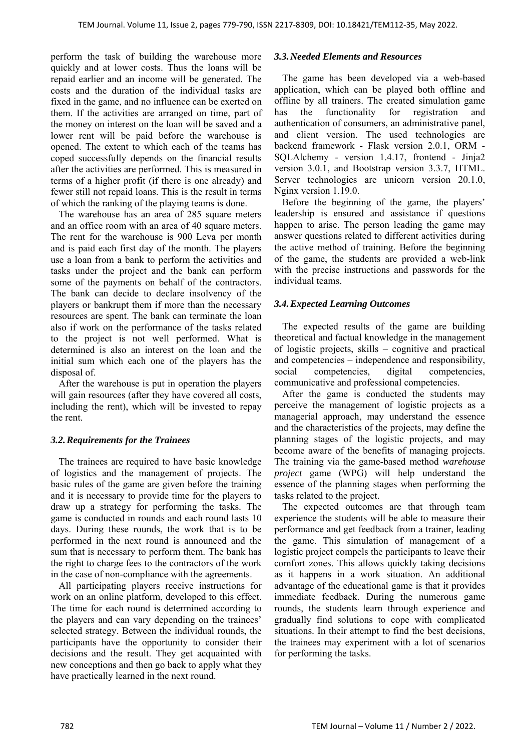perform the task of building the warehouse more quickly and at lower costs. Thus the loans will be repaid earlier and an income will be generated. The costs and the duration of the individual tasks are fixed in the game, and no influence can be exerted on them. If the activities are arranged on time, part of the money on interest on the loan will be saved and a lower rent will be paid before the warehouse is opened. The extent to which each of the teams has coped successfully depends on the financial results after the activities are performed. This is measured in terms of a higher profit (if there is one already) and fewer still not repaid loans. This is the result in terms of which the ranking of the playing teams is done.

The warehouse has an area of 285 square meters and an office room with an area of 40 square meters. The rent for the warehouse is 900 Leva per month and is paid each first day of the month. The players use a loan from a bank to perform the activities and tasks under the project and the bank can perform some of the payments on behalf of the contractors. The bank can decide to declare insolvency of the players or bankrupt them if more than the necessary resources are spent. The bank can terminate the loan also if work on the performance of the tasks related to the project is not well performed. What is determined is also an interest on the loan and the initial sum which each one of the players has the disposal of.

After the warehouse is put in operation the players will gain resources (after they have covered all costs, including the rent), which will be invested to repay the rent.

### *3.2. Requirements for the Trainees*

The trainees are required to have basic knowledge of logistics and the management of projects. The basic rules of the game are given before the training and it is necessary to provide time for the players to draw up a strategy for performing the tasks. The game is conducted in rounds and each round lasts 10 days. During these rounds, the work that is to be performed in the next round is announced and the sum that is necessary to perform them. The bank has the right to charge fees to the contractors of the work in the case of non-compliance with the agreements.

All participating players receive instructions for work on an online platform, developed to this effect. The time for each round is determined according to the players and can vary depending on the trainees' selected strategy. Between the individual rounds, the participants have the opportunity to consider their decisions and the result. They get acquainted with new conceptions and then go back to apply what they have practically learned in the next round.

### *3.3. Needed Elements and Resources*

The game has been developed via a web-based application, which can be played both offline and offline by all trainers. The created simulation game has the functionality for registration and authentication of consumers, an administrative panel, and client version. The used technologies are backend framework - Flask version 2.0.1, ORM - SQLAlchemy - version 1.4.17, frontend - Jinja2 version 3.0.1, and Bootstrap version 3.3.7, HTML. Server technologies are unicorn version 20.1.0, Nginx version 1.19.0.

Before the beginning of the game, the players' leadership is ensured and assistance if questions happen to arise. The person leading the game may answer questions related to different activities during the active method of training. Before the beginning of the game, the students are provided a web-link with the precise instructions and passwords for the individual teams.

### *3.4. Expected Learning Outcomes*

The expected results of the game are building theoretical and factual knowledge in the management of logistic projects, skills – cognitive and practical and competencies – independence and responsibility, social competencies, digital competencies, communicative and professional competencies.

After the game is conducted the students may perceive the management of logistic projects as a managerial approach, may understand the essence and the characteristics of the projects, may define the planning stages of the logistic projects, and may become aware of the benefits of managing projects. The training via the game-based method *warehouse project* game (WPG) will help understand the essence of the planning stages when performing the tasks related to the project.

The expected outcomes are that through team experience the students will be able to measure their performance and get feedback from a trainer, leading the game. This simulation of management of a logistic project compels the participants to leave their comfort zones. This allows quickly taking decisions as it happens in a work situation. An additional advantage of the educational game is that it provides immediate feedback. During the numerous game rounds, the students learn through experience and gradually find solutions to cope with complicated situations. In their attempt to find the best decisions, the trainees may experiment with a lot of scenarios for performing the tasks.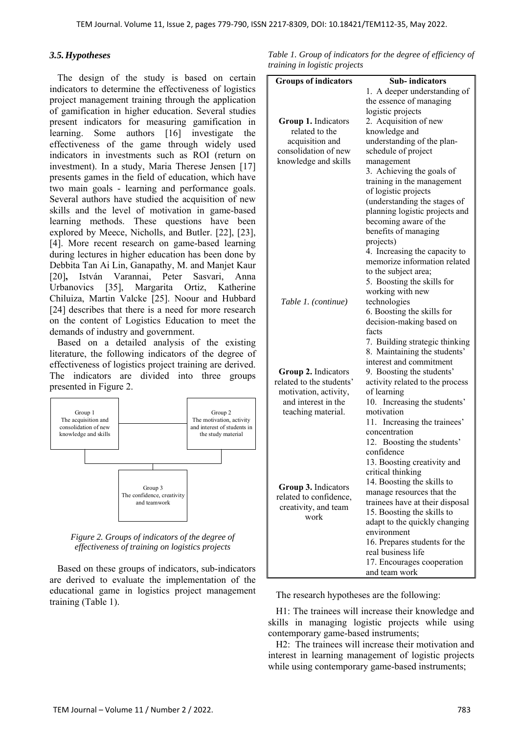### 3.5. Hypotheses

The design of the study is based on certain indicators to determine the effectiveness of logistics project management training through the application of gamification in higher education. Several studies present indicators for measuring gamification in learning. Some authors [16] investigate the effectiveness of the game through widely used indicators in investments such as ROI (return on investment). In a study, Maria Therese Jensen [17] presents games in the field of education, which have two main goals - learning and performance goals. Several authors have studied the acquisition of new skills and the level of motivation in game-based learning methods. These questions have been explored by Meece, Nicholls, and Butler. [22], [23], [4]. More recent research on game-based learning during lectures in higher education has been done by Debbita Tan Ai Lin, Ganapathy, M. and Manjet Kaur [20], István Varannai, Peter Sasvari, Anna Urbanovics [35], Margarita Ortiz, Katherine Chiluiza, Martin Valcke [25]. Noour and Hubbard [24] describes that there is a need for more research on the content of Logistics Education to meet the demands of industry and government.

Based on a detailed analysis of the existing literature, the following indicators of the degree of effectiveness of logistics project training are derived. The indicators are divided into three groups presented in Figure 2.

Group 1 — The acquisition and consolidation of new knowledge and skills

Group 2 — The motivation, activity and interest of students in the study material

Group 3 — The confidence, creativity and teamwork

*Figure 2. Groups of indicators of the degree of effectiveness of training on logistics projects*

Based on these groups of indicators, sub-indicators are derived to evaluate the implementation of the educational game in logistics project management training (Table 1).

*Table 1. Group of indicators for the degree of efficiency of training in logistic projects*

| Groups of indicators | Sub- indicators |
|---|---|
| **Group 1.** Indicators related to the acquisition and consolidation of new knowledge and skills | 1. A deeper understanding of the essence of managing logistic projects |
| | 2. Acquisition of new knowledge and understanding of the plan-schedule of project management |
| | 3. Achieving the goals of training in the management of logistic projects (understanding the stages of planning logistic projects and becoming aware of the benefits of managing projects) |
| | 4. Increasing the capacity to memorize information related to the subject area; |
| *Table 1. (continue)* | 5. Boosting the skills for working with new technologies |
| | 6. Boosting the skills for decision-making based on facts |
| | 7. Building strategic thinking |
| **Group 2.** Indicators related to the students' motivation, activity, and interest in the teaching material. | 8. Maintaining the students' interest and commitment |
| | 9. Boosting the students' activity related to the process of learning |
| | 10. Increasing the students' motivation |
| | 11. Increasing the trainees' concentration |
| **Group 3.** Indicators related to confidence, creativity, and team work | 12. Boosting the students' confidence |
| | 13. Boosting creativity and critical thinking |
| | 14. Boosting the skills to manage resources that the trainees have at their disposal |
| | 15. Boosting the skills to adapt to the quickly changing environment |
| | 16. Prepares students for the real business life |
| | 17. Encourages cooperation and team work |

The research hypotheses are the following:

H1: The trainees will increase their knowledge and skills in managing logistic projects while using contemporary game-based instruments;

H2: The trainees will increase their motivation and interest in learning management of logistic projects while using contemporary game-based instruments;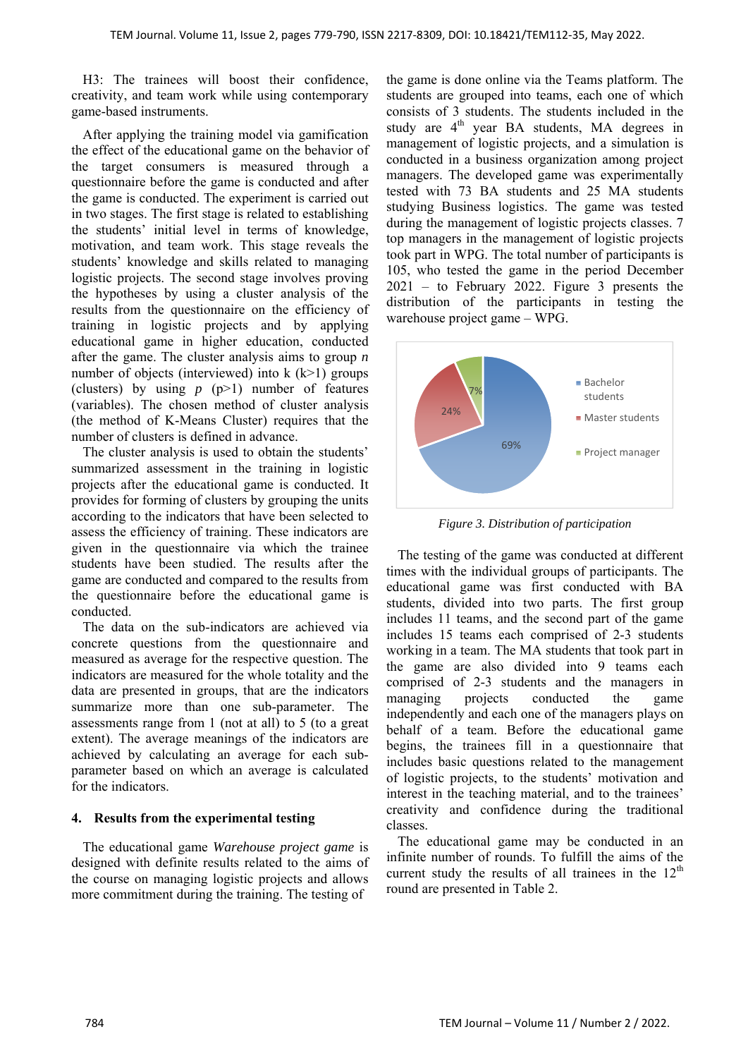H3: The trainees will boost their confidence, creativity, and team work while using contemporary game-based instruments.

After applying the training model via gamification the effect of the educational game on the behavior of the target consumers is measured through a questionnaire before the game is conducted and after the game is conducted. The experiment is carried out in two stages. The first stage is related to establishing the students' initial level in terms of knowledge, motivation, and team work. This stage reveals the students' knowledge and skills related to managing logistic projects. The second stage involves proving the hypotheses by using a cluster analysis of the results from the questionnaire on the efficiency of training in logistic projects and by applying educational game in higher education, conducted after the game. The cluster analysis aims to group $n$ number of objects (interviewed) into k (k>1) groups (clusters) by using $p$ (p>1) number of features (variables). The chosen method of cluster analysis (the method of K-Means Cluster) requires that the number of clusters is defined in advance.

The cluster analysis is used to obtain the students' summarized assessment in the training in logistic projects after the educational game is conducted. It provides for forming of clusters by grouping the units according to the indicators that have been selected to assess the efficiency of training. These indicators are given in the questionnaire via which the trainee students have been studied. The results after the game are conducted and compared to the results from the questionnaire before the educational game is conducted.

The data on the sub-indicators are achieved via concrete questions from the questionnaire and measured as average for the respective question. The indicators are measured for the whole totality and the data are presented in groups, that are the indicators summarize more than one sub-parameter. The assessments range from 1 (not at all) to 5 (to a great extent). The average meanings of the indicators are achieved by calculating an average for each sub-parameter based on which an average is calculated for the indicators.

## 4. Results from the experimental testing

The educational game *Warehouse project game* is designed with definite results related to the aims of the course on managing logistic projects and allows more commitment during the training. The testing of the game is done online via the Teams platform. The students are grouped into teams, each one of which consists of 3 students. The students included in the study are 4th year BA students, MA degrees in management of logistic projects, and a simulation is conducted in a business organization among project managers. The developed game was experimentally tested with 73 BA students and 25 MA students studying Business logistics. The game was tested during the management of logistic projects classes. 7 top managers in the management of logistic projects took part in WPG. The total number of participants is 105, who tested the game in the period December 2021 – to February 2022. Figure 3 presents the distribution of the participants in testing the warehouse project game – WPG.

*Figure 3. Distribution of participation*

The testing of the game was conducted at different times with the individual groups of participants. The educational game was first conducted with BA students, divided into two parts. The first group includes 11 teams, and the second part of the game includes 15 teams each comprised of 2-3 students working in a team. The MA students that took part in the game are also divided into 9 teams each comprised of 2-3 students and the managers in managing projects conducted the game independently and each one of the managers plays on behalf of a team. Before the educational game begins, the trainees fill in a questionnaire that includes basic questions related to the management of logistic projects, to the students' motivation and interest in the teaching material, and to the trainees' creativity and confidence during the traditional classes.

The educational game may be conducted in an infinite number of rounds. To fulfill the aims of the current study the results of all trainees in the 12th round are presented in Table 2.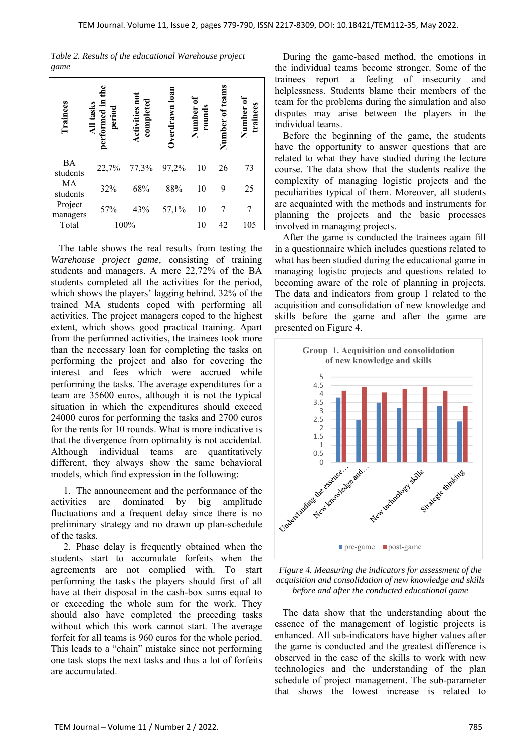*Table 2. Results of the educational Warehouse project game*

| Trainees | All tasks performed in the period | Activities not completed | Overdrawn loan | Number of rounds | Number of teams | Number of trainees |
|---|---|---|---|---|---|---|
| BA students | 22,7% | 77,3% | 97,2% | 10 | 26 | 73 |
| MA students | 32% | 68% | 88% | 10 | 9 | 25 |
| Project managers | 57% | 43% | 57,1% | 10 | 7 | 7 |
| Total | 100% | | | 10 | 42 | 105 |

The table shows the real results from testing the *Warehouse project game,* consisting of training students and managers. A mere 22,72% of the BA students completed all the activities for the period, which shows the players' lagging behind. 32% of the trained MA students coped with performing all activities. The project managers coped to the highest extent, which shows good practical training. Apart from the performed activities, the trainees took more than the necessary loan for completing the tasks on performing the project and also for covering the interest and fees which were accrued while performing the tasks. The average expenditures for a team are 35600 euros, although it is not the typical situation in which the expenditures should exceed 24000 euros for performing the tasks and 2700 euros for the rents for 10 rounds. What is more indicative is that the divergence from optimality is not accidental. Although individual teams are quantitatively different, they always show the same behavioral models, which find expression in the following:

1. The announcement and the performance of the activities are dominated by big amplitude fluctuations and a frequent delay since there is no preliminary strategy and no drawn up plan-schedule of the tasks.
2. Phase delay is frequently obtained when the students start to accumulate forfeits when the agreements are not complied with. To start performing the tasks the players should first of all have at their disposal in the cash-box sums equal to or exceeding the whole sum for the work. They should also have completed the preceding tasks without which this work cannot start. The average forfeit for all teams is 960 euros for the whole period. This leads to a "chain" mistake since not performing one task stops the next tasks and thus a lot of forfeits are accumulated.

During the game-based method, the emotions in the individual teams become stronger. Some of the trainees report a feeling of insecurity and helplessness. Students blame their members of the team for the problems during the simulation and also disputes may arise between the players in the individual teams.

Before the beginning of the game, the students have the opportunity to answer questions that are related to what they have studied during the lecture course. The data show that the students realize the complexity of managing logistic projects and the peculiarities typical of them. Moreover, all students are acquainted with the methods and instruments for planning the projects and the basic processes involved in managing projects.

After the game is conducted the trainees again fill in a questionnaire which includes questions related to what has been studied during the educational game in managing logistic projects and questions related to becoming aware of the role of planning in projects. The data and indicators from group 1 related to the acquisition and consolidation of new knowledge and skills before the game and after the game are presented on Figure 4.

*Figure 4. Measuring the indicators for assessment of the acquisition and consolidation of new knowledge and skills before and after the conducted educational game*

The data show that the understanding about the essence of the management of logistic projects is enhanced. All sub-indicators have higher values after the game is conducted and the greatest difference is observed in the case of the skills to work with new technologies and the understanding of the plan schedule of project management. The sub-parameter that shows the lowest increase is related to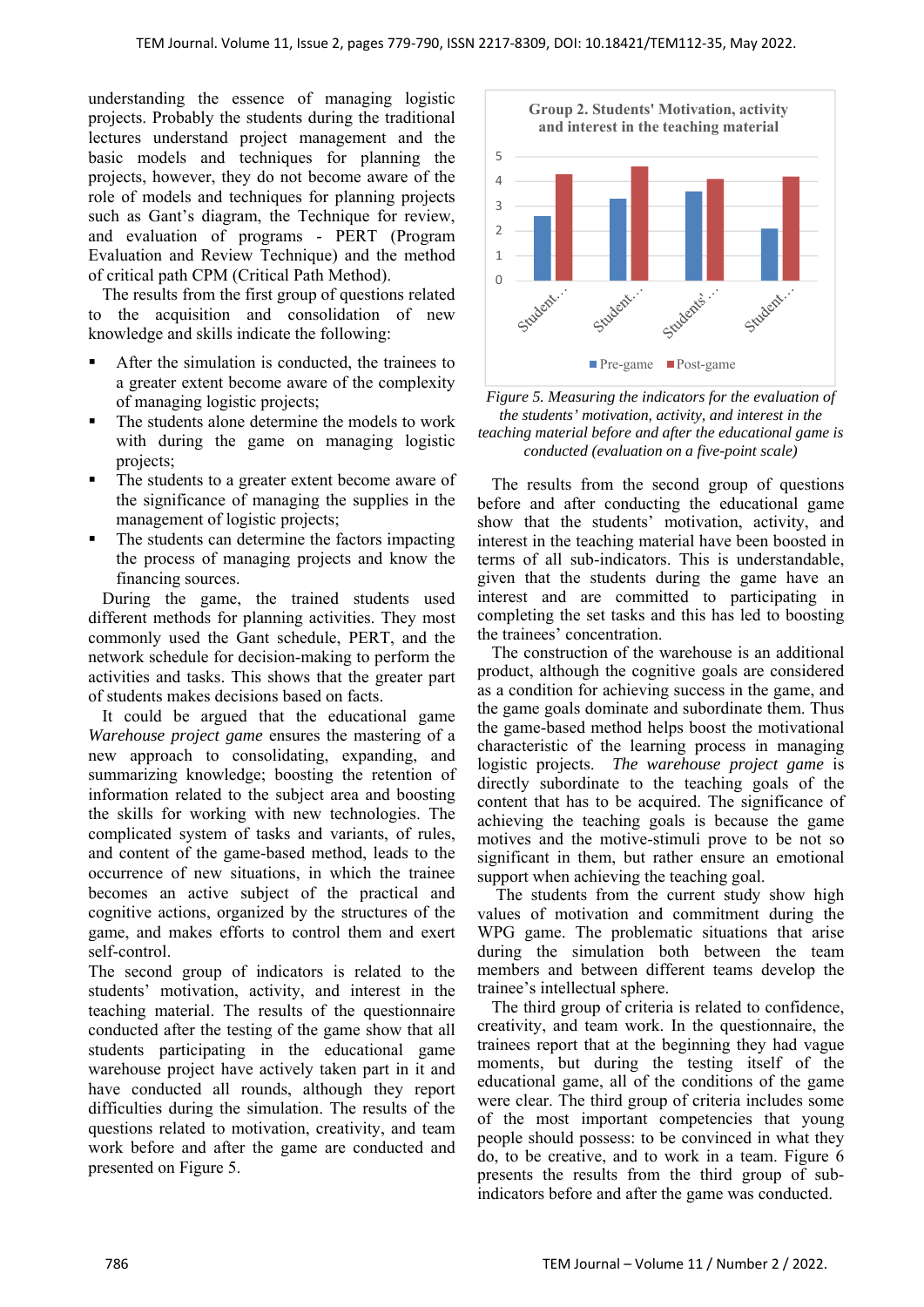understanding the essence of managing logistic projects. Probably the students during the traditional lectures understand project management and the basic models and techniques for planning the projects, however, they do not become aware of the role of models and techniques for planning projects such as Gant's diagram, the Technique for review, and evaluation of programs - PERT (Program Evaluation and Review Technique) and the method of critical path CPM (Critical Path Method).

The results from the first group of questions related to the acquisition and consolidation of new knowledge and skills indicate the following:

- After the simulation is conducted, the trainees to a greater extent become aware of the complexity of managing logistic projects;
- The students alone determine the models to work with during the game on managing logistic projects;
- The students to a greater extent become aware of the significance of managing the supplies in the management of logistic projects;
- The students can determine the factors impacting the process of managing projects and know the financing sources.

During the game, the trained students used different methods for planning activities. They most commonly used the Gant schedule, PERT, and the network schedule for decision-making to perform the activities and tasks. This shows that the greater part of students makes decisions based on facts.

It could be argued that the educational game *Warehouse project game* ensures the mastering of a new approach to consolidating, expanding, and summarizing knowledge; boosting the retention of information related to the subject area and boosting the skills for working with new technologies. The complicated system of tasks and variants, of rules, and content of the game-based method, leads to the occurrence of new situations, in which the trainee becomes an active subject of the practical and cognitive actions, organized by the structures of the game, and makes efforts to control them and exert self-control.

The second group of indicators is related to the students' motivation, activity, and interest in the teaching material. The results of the questionnaire conducted after the testing of the game show that all students participating in the educational game warehouse project have actively taken part in it and have conducted all rounds, although they report difficulties during the simulation. The results of the questions related to motivation, creativity, and team work before and after the game are conducted and presented on Figure 5.

Group 2. Students' Motivation, activity and interest in the teaching material

■ Pre-game ■ Post-game

*Figure 5. Measuring the indicators for the evaluation of the students' motivation, activity, and interest in the teaching material before and after the educational game is conducted (evaluation on a five-point scale)*

The results from the second group of questions before and after conducting the educational game show that the students' motivation, activity, and interest in the teaching material have been boosted in terms of all sub-indicators. This is understandable, given that the students during the game have an interest and are committed to participating in completing the set tasks and this has led to boosting the trainees' concentration.

The construction of the warehouse is an additional product, although the cognitive goals are considered as a condition for achieving success in the game, and the game goals dominate and subordinate them. Thus the game-based method helps boost the motivational characteristic of the learning process in managing logistic projects. *The warehouse project game* is directly subordinate to the teaching goals of the content that has to be acquired. The significance of achieving the teaching goals is because the game motives and the motive-stimuli prove to be not so significant in them, but rather ensure an emotional support when achieving the teaching goal.

The students from the current study show high values of motivation and commitment during the WPG game. The problematic situations that arise during the simulation both between the team members and between different teams develop the trainee's intellectual sphere.

The third group of criteria is related to confidence, creativity, and team work. In the questionnaire, the trainees report that at the beginning they had vague moments, but during the testing itself of the educational game, all of the conditions of the game were clear. The third group of criteria includes some of the most important competencies that young people should possess: to be convinced in what they do, to be creative, and to work in a team. Figure 6 presents the results from the third group of sub-indicators before and after the game was conducted.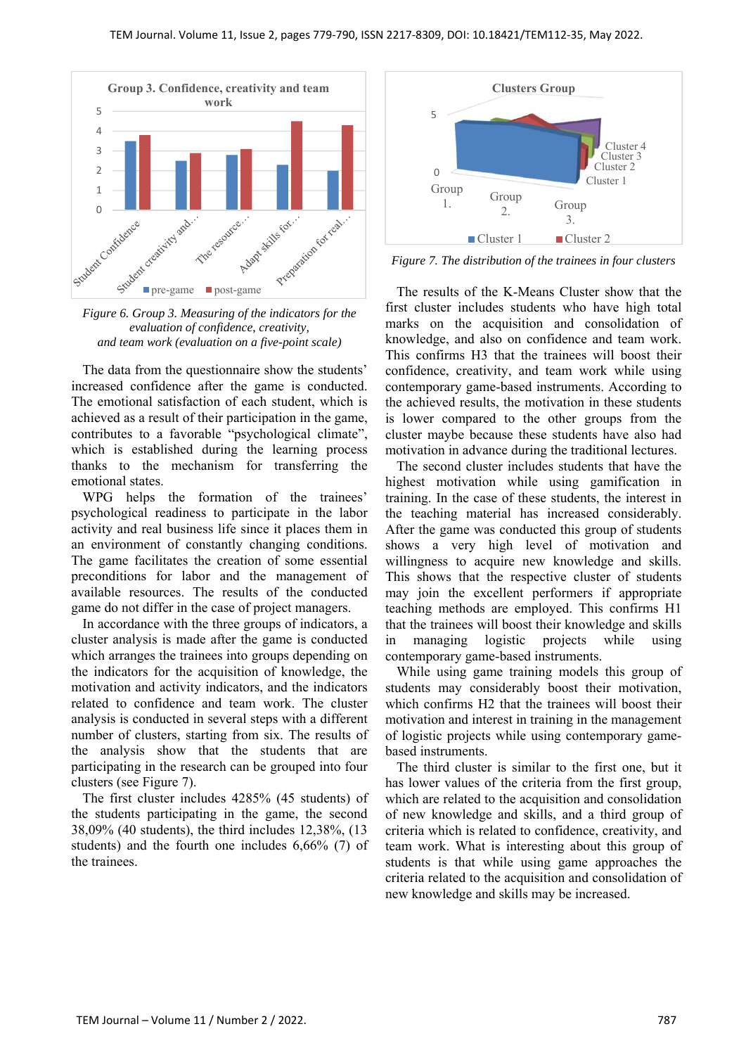*Figure 6. Group 3. Measuring of the indicators for the evaluation of confidence, creativity, and team work (evaluation on a five-point scale)*

The data from the questionnaire show the students' increased confidence after the game is conducted. The emotional satisfaction of each student, which is achieved as a result of their participation in the game, contributes to a favorable "psychological climate", which is established during the learning process thanks to the mechanism for transferring the emotional states.

WPG helps the formation of the trainees' psychological readiness to participate in the labor activity and real business life since it places them in an environment of constantly changing conditions. The game facilitates the creation of some essential preconditions for labor and the management of available resources. The results of the conducted game do not differ in the case of project managers.

In accordance with the three groups of indicators, a cluster analysis is made after the game is conducted which arranges the trainees into groups depending on the indicators for the acquisition of knowledge, the motivation and activity indicators, and the indicators related to confidence and team work. The cluster analysis is conducted in several steps with a different number of clusters, starting from six. The results of the analysis show that the students that are participating in the research can be grouped into four clusters (see Figure 7).

The first cluster includes 4285% (45 students) of the students participating in the game, the second 38,09% (40 students), the third includes 12,38%, (13 students) and the fourth one includes 6,66% (7) of the trainees.

*Figure 7. The distribution of the trainees in four clusters*

The results of the K-Means Cluster show that the first cluster includes students who have high total marks on the acquisition and consolidation of knowledge, and also on confidence and team work. This confirms H3 that the trainees will boost their confidence, creativity, and team work while using contemporary game-based instruments. According to the achieved results, the motivation in these students is lower compared to the other groups from the cluster maybe because these students have also had motivation in advance during the traditional lectures.

The second cluster includes students that have the highest motivation while using gamification in training. In the case of these students, the interest in the teaching material has increased considerably. After the game was conducted this group of students shows a very high level of motivation and willingness to acquire new knowledge and skills. This shows that the respective cluster of students may join the excellent performers if appropriate teaching methods are employed. This confirms H1 that the trainees will boost their knowledge and skills in managing logistic projects while using contemporary game-based instruments.

While using game training models this group of students may considerably boost their motivation, which confirms H2 that the trainees will boost their motivation and interest in training in the management of logistic projects while using contemporary game-based instruments.

The third cluster is similar to the first one, but it has lower values of the criteria from the first group, which are related to the acquisition and consolidation of new knowledge and skills, and a third group of criteria which is related to confidence, creativity, and team work. What is interesting about this group of students is that while using game approaches the criteria related to the acquisition and consolidation of new knowledge and skills may be increased.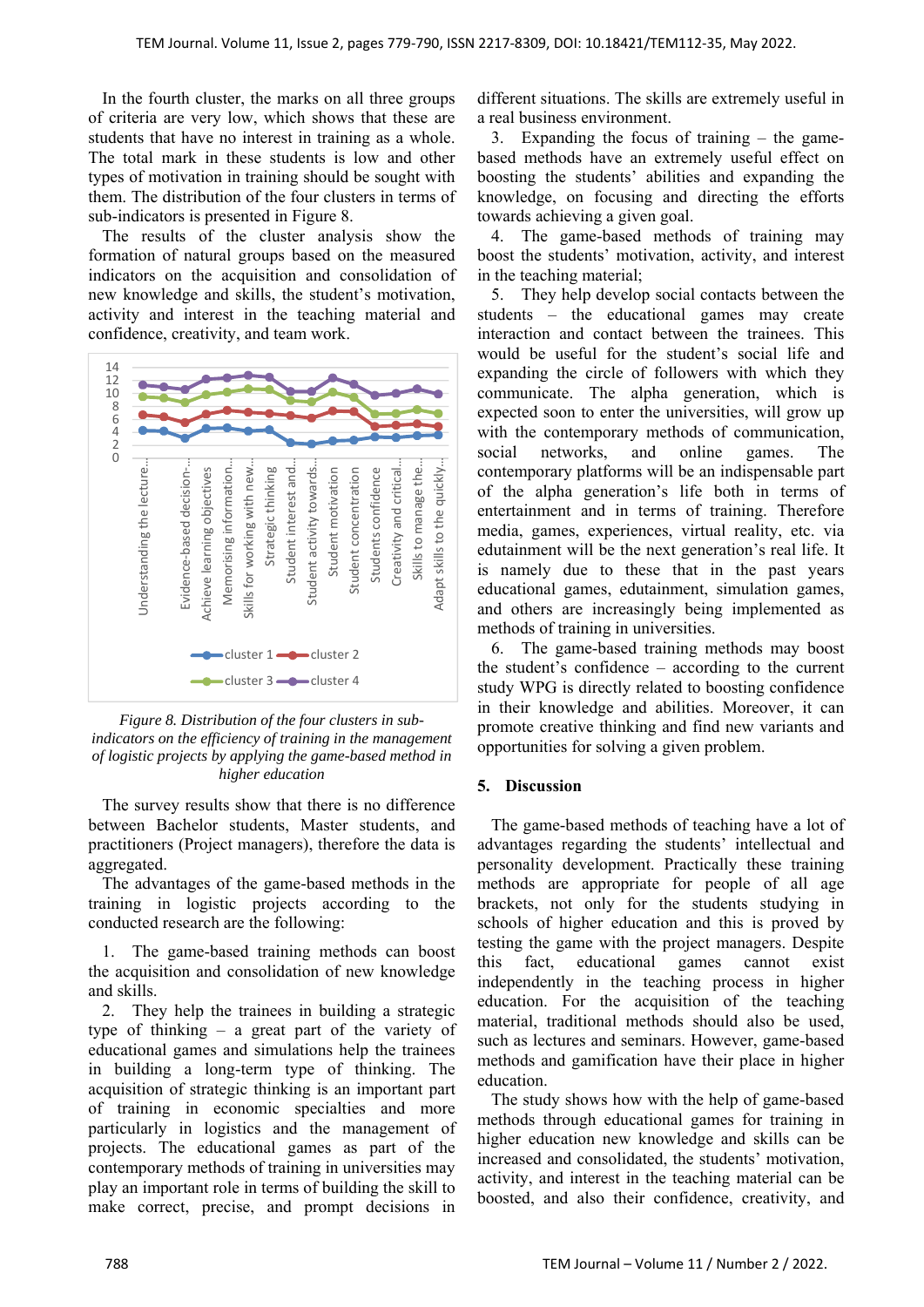In the fourth cluster, the marks on all three groups of criteria are very low, which shows that these are students that have no interest in training as a whole. The total mark in these students is low and other types of motivation in training should be sought with them. The distribution of the four clusters in terms of sub-indicators is presented in Figure 8.

The results of the cluster analysis show the formation of natural groups based on the measured indicators on the acquisition and consolidation of new knowledge and skills, the student's motivation, activity and interest in the teaching material and confidence, creativity, and team work.

*Figure 8. Distribution of the four clusters in sub-indicators on the efficiency of training in the management of logistic projects by applying the game-based method in higher education*

The survey results show that there is no difference between Bachelor students, Master students, and practitioners (Project managers), therefore the data is aggregated.

The advantages of the game-based methods in the training in logistic projects according to the conducted research are the following:

1. The game-based training methods can boost the acquisition and consolidation of new knowledge and skills.
2. They help the trainees in building a strategic type of thinking – a great part of the variety of educational games and simulations help the trainees in building a long-term type of thinking. The acquisition of strategic thinking is an important part of training in economic specialties and more particularly in logistics and the management of projects. The educational games as part of the contemporary methods of training in universities may play an important role in terms of building the skill to make correct, precise, and prompt decisions in different situations. The skills are extremely useful in a real business environment.
3. Expanding the focus of training – the game-based methods have an extremely useful effect on boosting the students' abilities and expanding the knowledge, on focusing and directing the efforts towards achieving a given goal.
4. The game-based methods of training may boost the students' motivation, activity, and interest in the teaching material;
5. They help develop social contacts between the students – the educational games may create interaction and contact between the trainees. This would be useful for the student's social life and expanding the circle of followers with which they communicate. The alpha generation, which is expected soon to enter the universities, will grow up with the contemporary methods of communication, social networks, and online games. The contemporary platforms will be an indispensable part of the alpha generation's life both in terms of entertainment and in terms of training. Therefore media, games, experiences, virtual reality, etc. via edutainment will be the next generation's real life. It is namely due to these that in the past years educational games, edutainment, simulation games, and others are increasingly being implemented as methods of training in universities.
6. The game-based training methods may boost the student's confidence – according to the current study WPG is directly related to boosting confidence in their knowledge and abilities. Moreover, it can promote creative thinking and find new variants and opportunities for solving a given problem.

## 5. Discussion

The game-based methods of teaching have a lot of advantages regarding the students' intellectual and personality development. Practically these training methods are appropriate for people of all age brackets, not only for the students studying in schools of higher education and this is proved by testing the game with the project managers. Despite this fact, educational games cannot exist independently in the teaching process in higher education. For the acquisition of the teaching material, traditional methods should also be used, such as lectures and seminars. However, game-based methods and gamification have their place in higher education.

The study shows how with the help of game-based methods through educational games for training in higher education new knowledge and skills can be increased and consolidated, the students' motivation, activity, and interest in the teaching material can be boosted, and also their confidence, creativity, and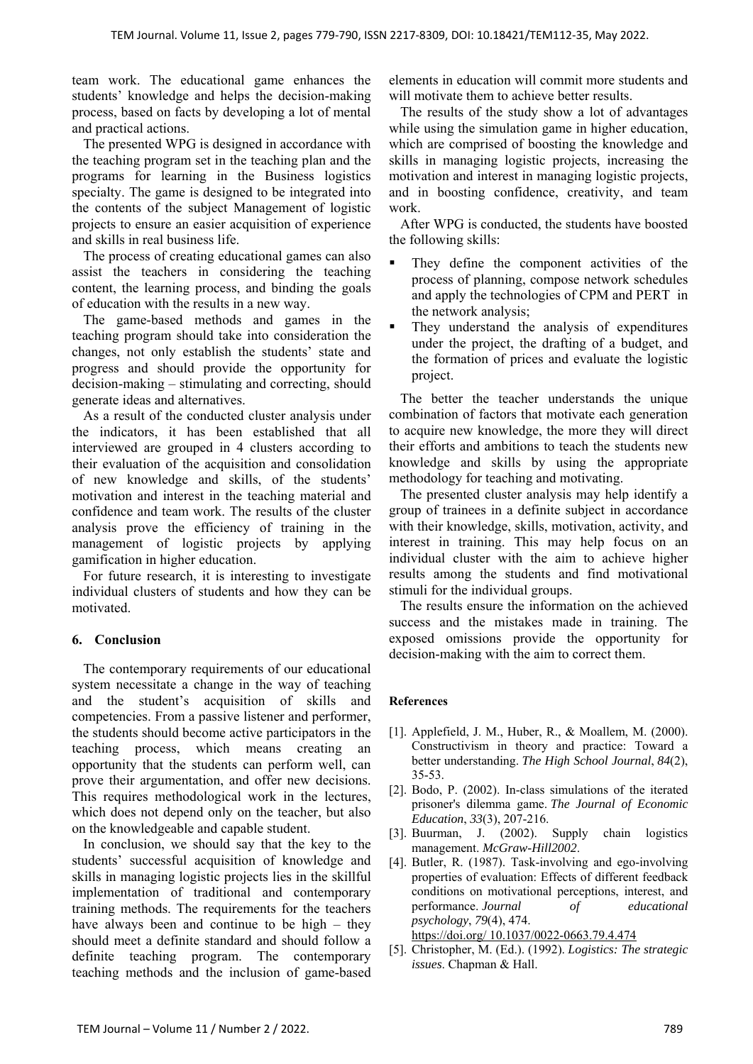team work. The educational game enhances the students' knowledge and helps the decision-making process, based on facts by developing a lot of mental and practical actions.

The presented WPG is designed in accordance with the teaching program set in the teaching plan and the programs for learning in the Business logistics specialty. The game is designed to be integrated into the contents of the subject Management of logistic projects to ensure an easier acquisition of experience and skills in real business life.

The process of creating educational games can also assist the teachers in considering the teaching content, the learning process, and binding the goals of education with the results in a new way.

The game-based methods and games in the teaching program should take into consideration the changes, not only establish the students' state and progress and should provide the opportunity for decision-making – stimulating and correcting, should generate ideas and alternatives.

As a result of the conducted cluster analysis under the indicators, it has been established that all interviewed are grouped in 4 clusters according to their evaluation of the acquisition and consolidation of new knowledge and skills, of the students' motivation and interest in the teaching material and confidence and team work. The results of the cluster analysis prove the efficiency of training in the management of logistic projects by applying gamification in higher education.

For future research, it is interesting to investigate individual clusters of students and how they can be motivated.

## 6. Conclusion

The contemporary requirements of our educational system necessitate a change in the way of teaching and the student's acquisition of skills and competencies. From a passive listener and performer, the students should become active participators in the teaching process, which means creating an opportunity that the students can perform well, can prove their argumentation, and offer new decisions. This requires methodological work in the lectures, which does not depend only on the teacher, but also on the knowledgeable and capable student.

In conclusion, we should say that the key to the students' successful acquisition of knowledge and skills in managing logistic projects lies in the skillful implementation of traditional and contemporary training methods. The requirements for the teachers have always been and continue to be high – they should meet a definite standard and should follow a definite teaching program. The contemporary teaching methods and the inclusion of game-based elements in education will commit more students and will motivate them to achieve better results.

The results of the study show a lot of advantages while using the simulation game in higher education, which are comprised of boosting the knowledge and skills in managing logistic projects, increasing the motivation and interest in managing logistic projects, and in boosting confidence, creativity, and team work.

After WPG is conducted, the students have boosted the following skills:

- They define the component activities of the process of planning, compose network schedules and apply the technologies of CPM and PERT in the network analysis;
- They understand the analysis of expenditures under the project, the drafting of a budget, and the formation of prices and evaluate the logistic project.

The better the teacher understands the unique combination of factors that motivate each generation to acquire new knowledge, the more they will direct their efforts and ambitions to teach the students new knowledge and skills by using the appropriate methodology for teaching and motivating.

The presented cluster analysis may help identify a group of trainees in a definite subject in accordance with their knowledge, skills, motivation, activity, and interest in training. This may help focus on an individual cluster with the aim to achieve higher results among the students and find motivational stimuli for the individual groups.

The results ensure the information on the achieved success and the mistakes made in training. The exposed omissions provide the opportunity for decision-making with the aim to correct them.

## References

[1]. Applefield, J. M., Huber, R., & Moallem, M. (2000). Constructivism in theory and practice: Toward a better understanding. *The High School Journal*, *84*(2), 35-53.

[2]. Bodo, P. (2002). In-class simulations of the iterated prisoner's dilemma game. *The Journal of Economic Education*, *33*(3), 207-216.

[3]. Buurman, J. (2002). Supply chain logistics management. *McGraw-Hill2002*.

[4]. Butler, R. (1987). Task-involving and ego-involving properties of evaluation: Effects of different feedback conditions on motivational perceptions, interest, and performance. *Journal of educational psychology*, *79*(4), 474. https://doi.org/ 10.1037/0022-0663.79.4.474

[5]. Christopher, M. (Ed.). (1992). *Logistics: The strategic issues*. Chapman & Hall.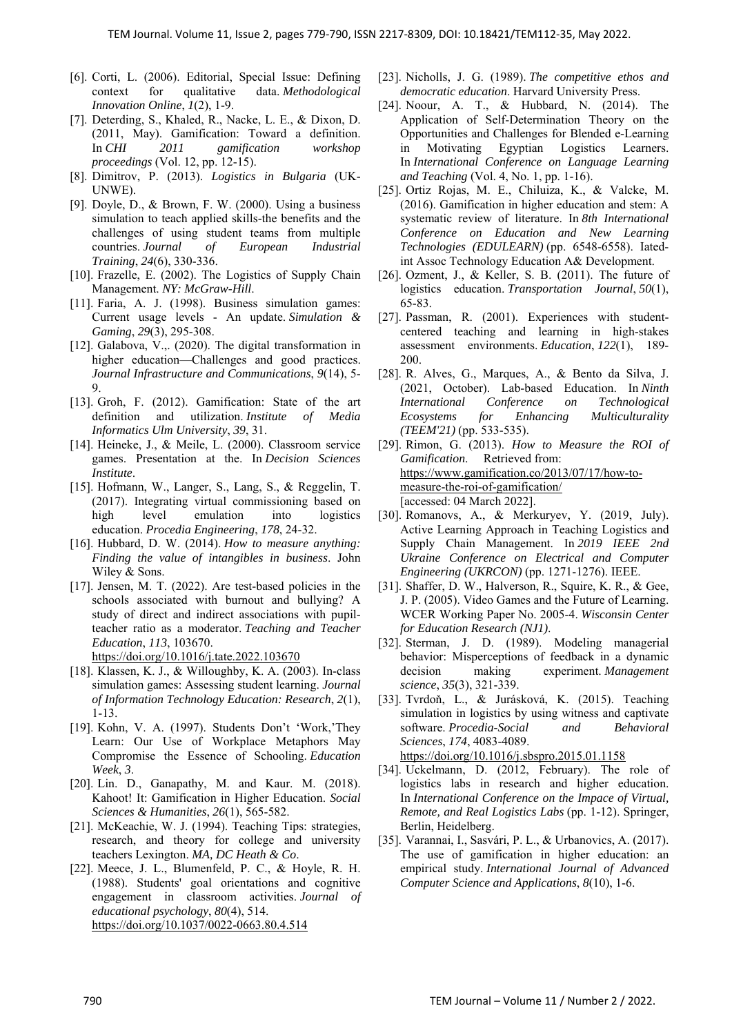[6]. Corti, L. (2006). Editorial, Special Issue: Defining context for qualitative data. *Methodological Innovation Online*, *1*(2), 1-9.

[7]. Deterding, S., Khaled, R., Nacke, L. E., & Dixon, D. (2011, May). Gamification: Toward a definition. In *CHI 2011 gamification workshop proceedings* (Vol. 12, pp. 12-15).

[8]. Dimitrov, P. (2013). *Logistics in Bulgaria* (UK-UNWE).

[9]. Doyle, D., & Brown, F. W. (2000). Using a business simulation to teach applied skills-the benefits and the challenges of using student teams from multiple countries. *Journal of European Industrial Training*, *24*(6), 330-336.

[10]. Frazelle, E. (2002). The Logistics of Supply Chain Management. *NY: McGraw-Hill*.

[11]. Faria, A. J. (1998). Business simulation games: Current usage levels - An update. *Simulation & Gaming*, *29*(3), 295-308.

[12]. Galabova, V.,. (2020). The digital transformation in higher education—Challenges and good practices. *Journal Infrastructure and Communications*, *9*(14), 5-9.

[13]. Groh, F. (2012). Gamification: State of the art definition and utilization. *Institute of Media Informatics Ulm University*, *39*, 31.

[14]. Heineke, J., & Meile, L. (2000). Classroom service games. Presentation at the. In *Decision Sciences Institute*.

[15]. Hofmann, W., Langer, S., Lang, S., & Reggelin, T. (2017). Integrating virtual commissioning based on high level emulation into logistics education. *Procedia Engineering*, *178*, 24-32.

[16]. Hubbard, D. W. (2014). *How to measure anything: Finding the value of intangibles in business*. John Wiley & Sons.

[17]. Jensen, M. T. (2022). Are test-based policies in the schools associated with burnout and bullying? A study of direct and indirect associations with pupil-teacher ratio as a moderator. *Teaching and Teacher Education*, *113*, 103670. https://doi.org/10.1016/j.tate.2022.103670

[18]. Klassen, K. J., & Willoughby, K. A. (2003). In-class simulation games: Assessing student learning. *Journal of Information Technology Education: Research*, *2*(1), 1-13.

[19]. Kohn, V. A. (1997). Students Don't 'Work,'They Learn: Our Use of Workplace Metaphors May Compromise the Essence of Schooling. *Education Week*, *3*.

[20]. Lin. D., Ganapathy, M. and Kaur. M. (2018). Kahoot! It: Gamification in Higher Education. *Social Sciences & Humanities*, *26*(1), 565-582.

[21]. McKeachie, W. J. (1994). Teaching Tips: strategies, research, and theory for college and university teachers Lexington. *MA, DC Heath & Co*.

[22]. Meece, J. L., Blumenfeld, P. C., & Hoyle, R. H. (1988). Students' goal orientations and cognitive engagement in classroom activities. *Journal of educational psychology*, *80*(4), 514. https://doi.org/10.1037/0022-0663.80.4.514

[23]. Nicholls, J. G. (1989). *The competitive ethos and democratic education*. Harvard University Press.

[24]. Noour, A. T., & Hubbard, N. (2014). The Application of Self-Determination Theory on the Opportunities and Challenges for Blended e-Learning in Motivating Egyptian Logistics Learners. In *International Conference on Language Learning and Teaching* (Vol. 4, No. 1, pp. 1-16).

[25]. Ortiz Rojas, M. E., Chiluiza, K., & Valcke, M. (2016). Gamification in higher education and stem: A systematic review of literature. In *8th International Conference on Education and New Learning Technologies (EDULEARN)* (pp. 6548-6558). Iated-int Assoc Technology Education A& Development.

[26]. Ozment, J., & Keller, S. B. (2011). The future of logistics education. *Transportation Journal*, *50*(1), 65-83.

[27]. Passman, R. (2001). Experiences with student-centered teaching and learning in high-stakes assessment environments. *Education*, *122*(1), 189-200.

[28]. R. Alves, G., Marques, A., & Bento da Silva, J. (2021, October). Lab-based Education. In *Ninth International Conference on Technological Ecosystems for Enhancing Multiculturality (TEEM'21)* (pp. 533-535).

[29]. Rimon, G. (2013). *How to Measure the ROI of Gamification*. Retrieved from: https://www.gamification.co/2013/07/17/how-to-measure-the-roi-of-gamification/ [accessed: 04 March 2022].

[30]. Romanovs, A., & Merkuryev, Y. (2019, July). Active Learning Approach in Teaching Logistics and Supply Chain Management. In *2019 IEEE 2nd Ukraine Conference on Electrical and Computer Engineering (UKRCON)* (pp. 1271-1276). IEEE.

[31]. Shaffer, D. W., Halverson, R., Squire, K. R., & Gee, J. P. (2005). Video Games and the Future of Learning. WCER Working Paper No. 2005-4. *Wisconsin Center for Education Research (NJ1)*.

[32]. Sterman, J. D. (1989). Modeling managerial behavior: Misperceptions of feedback in a dynamic decision making experiment. *Management science*, *35*(3), 321-339.

[33]. Tvrdoň, L., & Jurásková, K. (2015). Teaching simulation in logistics by using witness and captivate software. *Procedia-Social and Behavioral Sciences*, *174*, 4083-4089. https://doi.org/10.1016/j.sbspro.2015.01.1158

[34]. Uckelmann, D. (2012, February). The role of logistics labs in research and higher education. In *International Conference on the Impace of Virtual, Remote, and Real Logistics Labs* (pp. 1-12). Springer, Berlin, Heidelberg.

[35]. Varannai, I., Sasvári, P. L., & Urbanovics, A. (2017). The use of gamification in higher education: an empirical study. *International Journal of Advanced Computer Science and Applications*, *8*(10), 1-6.